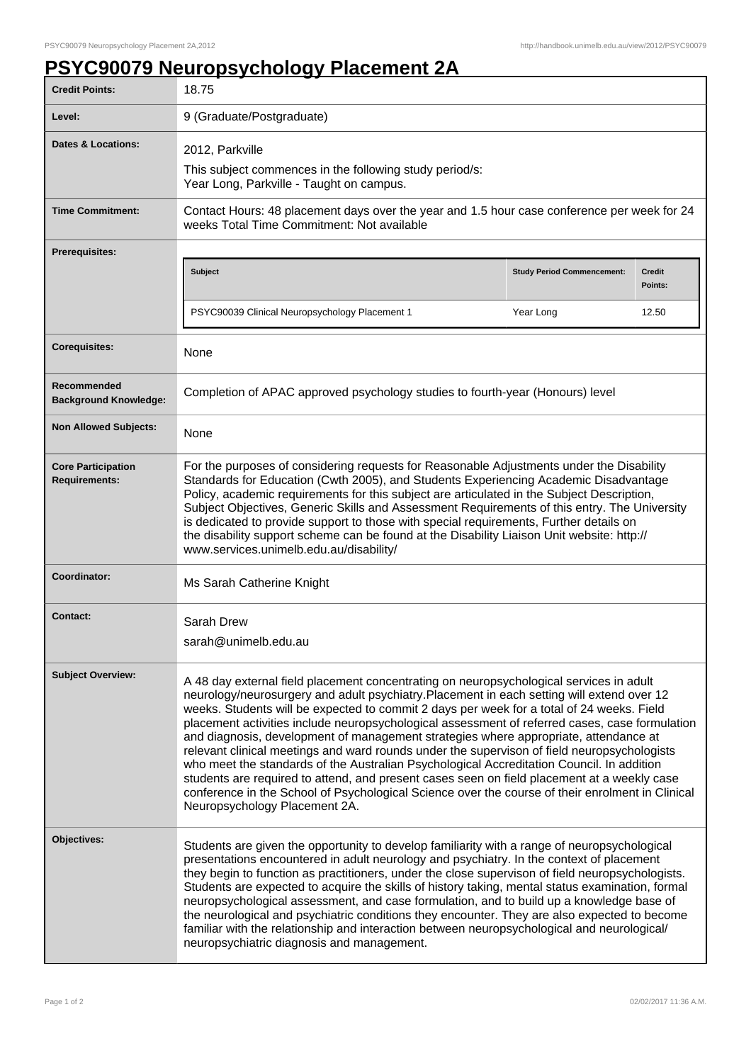# PSYC90079 Neuropsychology Placement 2A

| | |
|---|---|
| **Credit Points:** | 18.75 |
| **Level:** | 9 (Graduate/Postgraduate) |
| **Dates & Locations:** | 2012, Parkville<br>This subject commences in the following study period/s:<br>Year Long, Parkville - Taught on campus. |
| **Time Commitment:** | Contact Hours: 48 placement days over the year and 1.5 hour case conference per week for 24 weeks Total Time Commitment: Not available |
| **Prerequisites:** | **Subject**: PSYC90039 Clinical Neuropsychology Placement 1 — **Study Period Commencement**: Year Long — **Credit Points**: 12.50 |
| **Corequisites:** | None |
| **Recommended Background Knowledge:** | Completion of APAC approved psychology studies to fourth-year (Honours) level |
| **Non Allowed Subjects:** | None |
| **Core Participation Requirements:** | For the purposes of considering requests for Reasonable Adjustments under the Disability Standards for Education (Cwth 2005), and Students Experiencing Academic Disadvantage Policy, academic requirements for this subject are articulated in the Subject Description, Subject Objectives, Generic Skills and Assessment Requirements of this entry. The University is dedicated to provide support to those with special requirements, Further details on the disability support scheme can be found at the Disability Liaison Unit website: http://www.services.unimelb.edu.au/disability/ |
| **Coordinator:** | Ms Sarah Catherine Knight |
| **Contact:** | Sarah Drew<br>sarah@unimelb.edu.au |
| **Subject Overview:** | A 48 day external field placement concentrating on neuropsychological services in adult neurology/neurosurgery and adult psychiatry.Placement in each setting will extend over 12 weeks. Students will be expected to commit 2 days per week for a total of 24 weeks. Field placement activities include neuropsychological assessment of referred cases, case formulation and diagnosis, development of management strategies where appropriate, attendance at relevant clinical meetings and ward rounds under the supervison of field neuropsychologists who meet the standards of the Australian Psychological Accreditation Council. In addition students are required to attend, and present cases seen on field placement at a weekly case conference in the School of Psychological Science over the course of their enrolment in Clinical Neuropsychology Placement 2A. |
| **Objectives:** | Students are given the opportunity to develop familiarity with a range of neuropsychological presentations encountered in adult neurology and psychiatry. In the context of placement they begin to function as practitioners, under the close supervison of field neuropsychologists. Students are expected to acquire the skills of history taking, mental status examination, formal neuropsychological assessment, and case formulation, and to build up a knowledge base of the neurological and psychiatric conditions they encounter. They are also expected to become familiar with the relationship and interaction between neuropsychological and neurological/neuropsychiatric diagnosis and management. |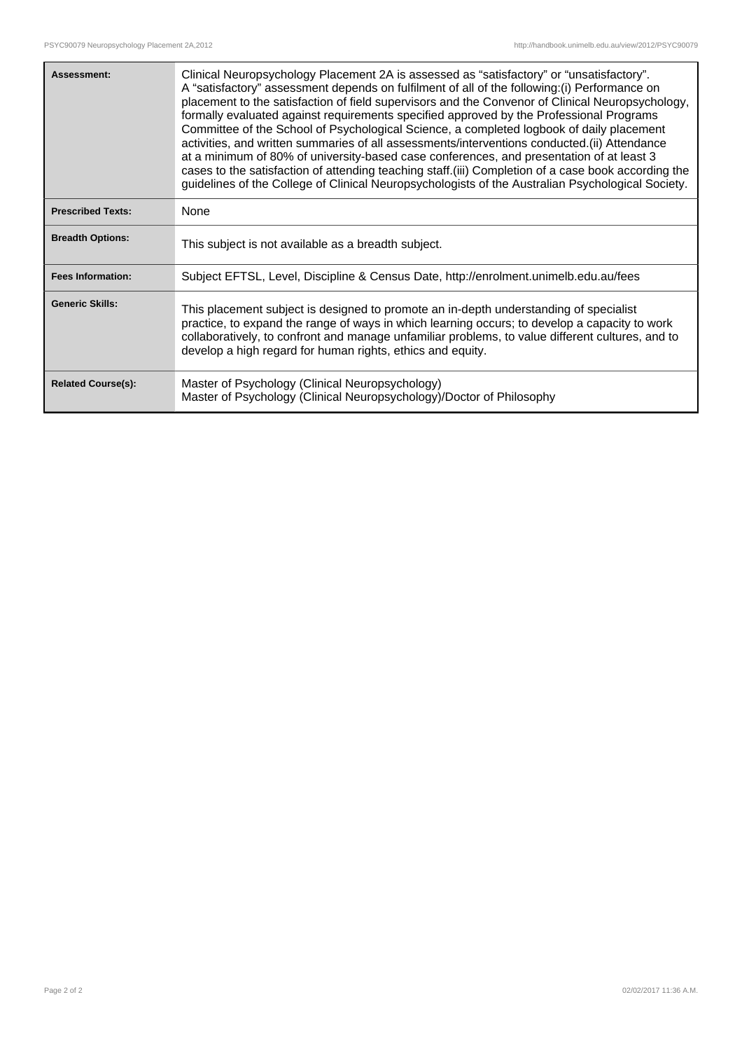| | |
|---|---|
| **Assessment:** | Clinical Neuropsychology Placement 2A is assessed as “satisfactory” or “unsatisfactory”. A “satisfactory” assessment depends on fulfilment of all of the following:(i) Performance on placement to the satisfaction of field supervisors and the Convenor of Clinical Neuropsychology, formally evaluated against requirements specified approved by the Professional Programs Committee of the School of Psychological Science, a completed logbook of daily placement activities, and written summaries of all assessments/interventions conducted.(ii) Attendance at a minimum of 80% of university-based case conferences, and presentation of at least 3 cases to the satisfaction of attending teaching staff.(iii) Completion of a case book according the guidelines of the College of Clinical Neuropsychologists of the Australian Psychological Society. |
| **Prescribed Texts:** | None |
| **Breadth Options:** | This subject is not available as a breadth subject. |
| **Fees Information:** | Subject EFTSL, Level, Discipline & Census Date, http://enrolment.unimelb.edu.au/fees |
| **Generic Skills:** | This placement subject is designed to promote an in-depth understanding of specialist practice, to expand the range of ways in which learning occurs; to develop a capacity to work collaboratively, to confront and manage unfamiliar problems, to value different cultures, and to develop a high regard for human rights, ethics and equity. |
| **Related Course(s):** | Master of Psychology (Clinical Neuropsychology)<br>Master of Psychology (Clinical Neuropsychology)/Doctor of Philosophy |